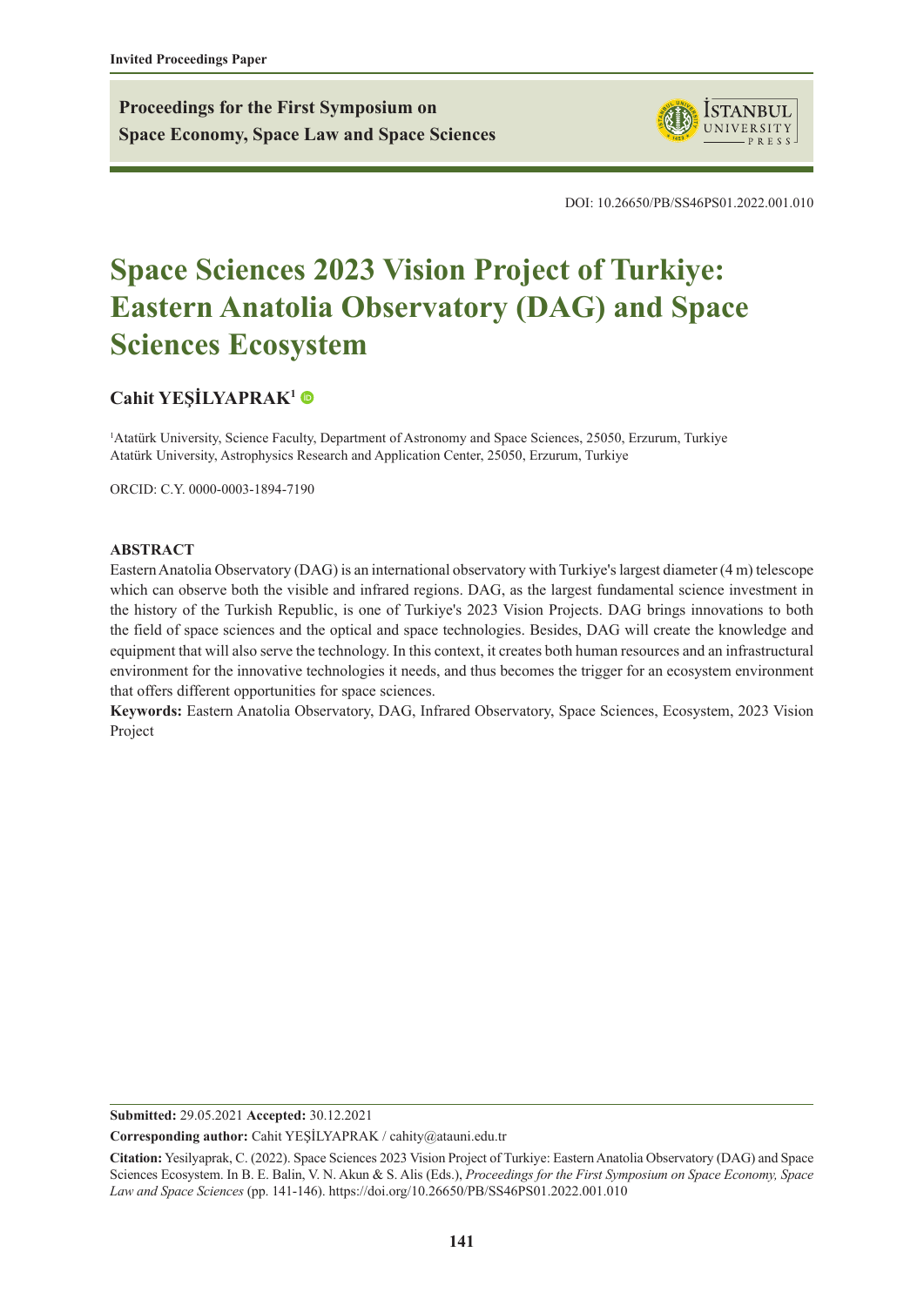Invited Proceedings Paper

**Proceedings for the First Symposium on Space Economy, Space Law and Space Sciences**

DOI: 10.26650/PB/SS46PS01.2022.001.010

# Space Sciences 2023 Vision Project of Turkiye: Eastern Anatolia Observatory (DAG) and Space Sciences Ecosystem

**Cahit YEŞİLYAPRAK**[1]

[1]Atatürk University, Science Faculty, Department of Astronomy and Space Sciences, 25050, Erzurum, Turkiye
Atatürk University, Astrophysics Research and Application Center, 25050, Erzurum, Turkiye

ORCID: C.Y. 0000-0003-1894-7190

## ABSTRACT

Eastern Anatolia Observatory (DAG) is an international observatory with Turkiye's largest diameter (4 m) telescope which can observe both the visible and infrared regions. DAG, as the largest fundamental science investment in the history of the Turkish Republic, is one of Turkiye's 2023 Vision Projects. DAG brings innovations to both the field of space sciences and the optical and space technologies. Besides, DAG will create the knowledge and equipment that will also serve the technology. In this context, it creates both human resources and an infrastructural environment for the innovative technologies it needs, and thus becomes the trigger for an ecosystem environment that offers different opportunities for space sciences.

**Keywords:** Eastern Anatolia Observatory, DAG, Infrared Observatory, Space Sciences, Ecosystem, 2023 Vision Project

---

**Submitted:** 29.05.2021 **Accepted:** 30.12.2021

**Corresponding author:** Cahit YEŞİLYAPRAK / cahity@atauni.edu.tr

**Citation:** Yesilyaprak, C. (2022). Space Sciences 2023 Vision Project of Turkiye: Eastern Anatolia Observatory (DAG) and Space Sciences Ecosystem. In B. E. Balin, V. N. Akun & S. Alis (Eds.), *Proceedings for the First Symposium on Space Economy, Space Law and Space Sciences* (pp. 141-146). https://doi.org/10.26650/PB/SS46PS01.2022.001.010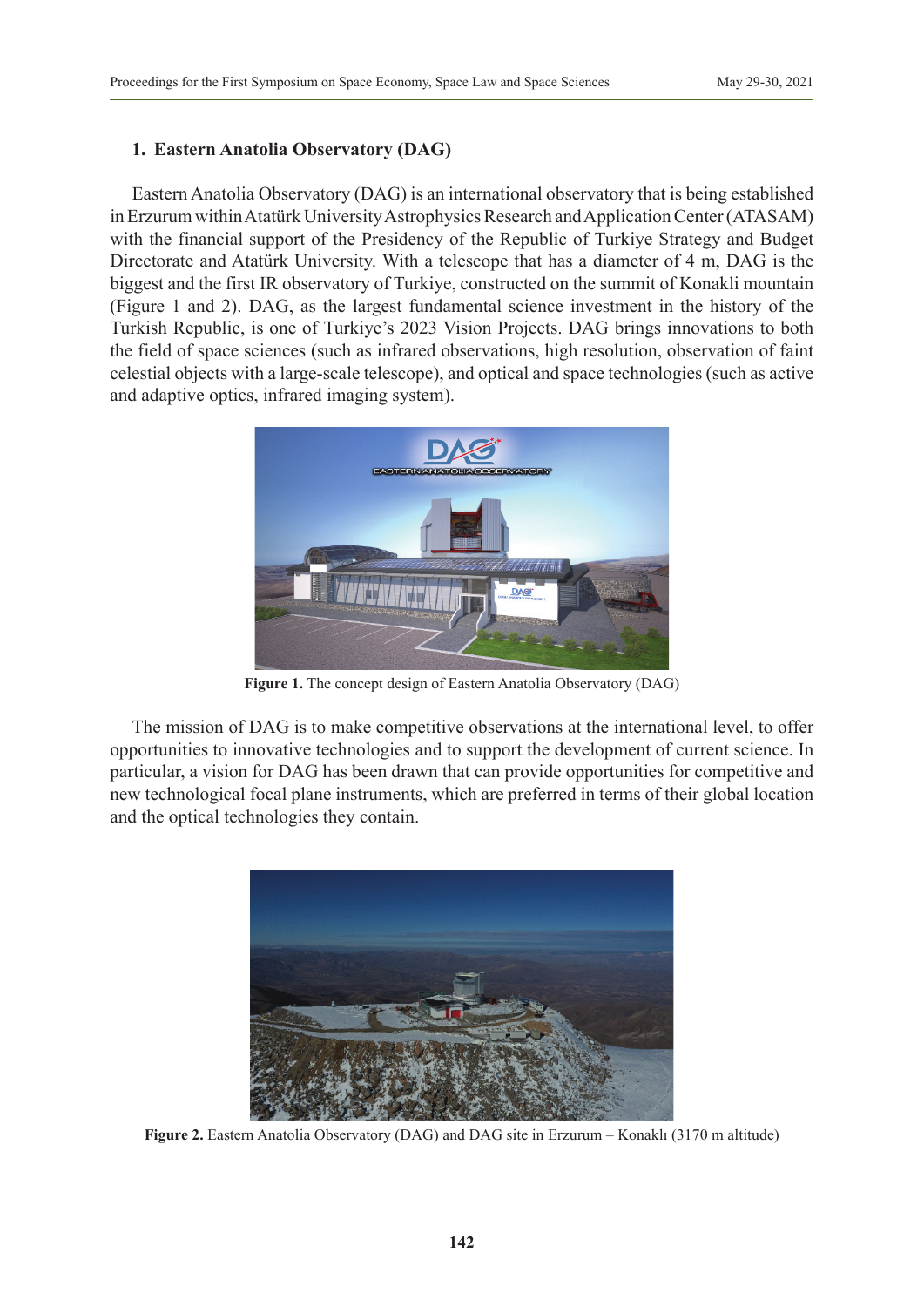## 1. Eastern Anatolia Observatory (DAG)

Eastern Anatolia Observatory (DAG) is an international observatory that is being established in Erzurum within Atatürk University Astrophysics Research and Application Center (ATASAM) with the financial support of the Presidency of the Republic of Turkiye Strategy and Budget Directorate and Atatürk University. With a telescope that has a diameter of 4 m, DAG is the biggest and the first IR observatory of Turkiye, constructed on the summit of Konakli mountain (Figure 1 and 2). DAG, as the largest fundamental science investment in the history of the Turkish Republic, is one of Turkiye's 2023 Vision Projects. DAG brings innovations to both the field of space sciences (such as infrared observations, high resolution, observation of faint celestial objects with a large-scale telescope), and optical and space technologies (such as active and adaptive optics, infrared imaging system).

**Figure 1.** The concept design of Eastern Anatolia Observatory (DAG)

The mission of DAG is to make competitive observations at the international level, to offer opportunities to innovative technologies and to support the development of current science. In particular, a vision for DAG has been drawn that can provide opportunities for competitive and new technological focal plane instruments, which are preferred in terms of their global location and the optical technologies they contain.

**Figure 2.** Eastern Anatolia Observatory (DAG) and DAG site in Erzurum – Konaklı (3170 m altitude)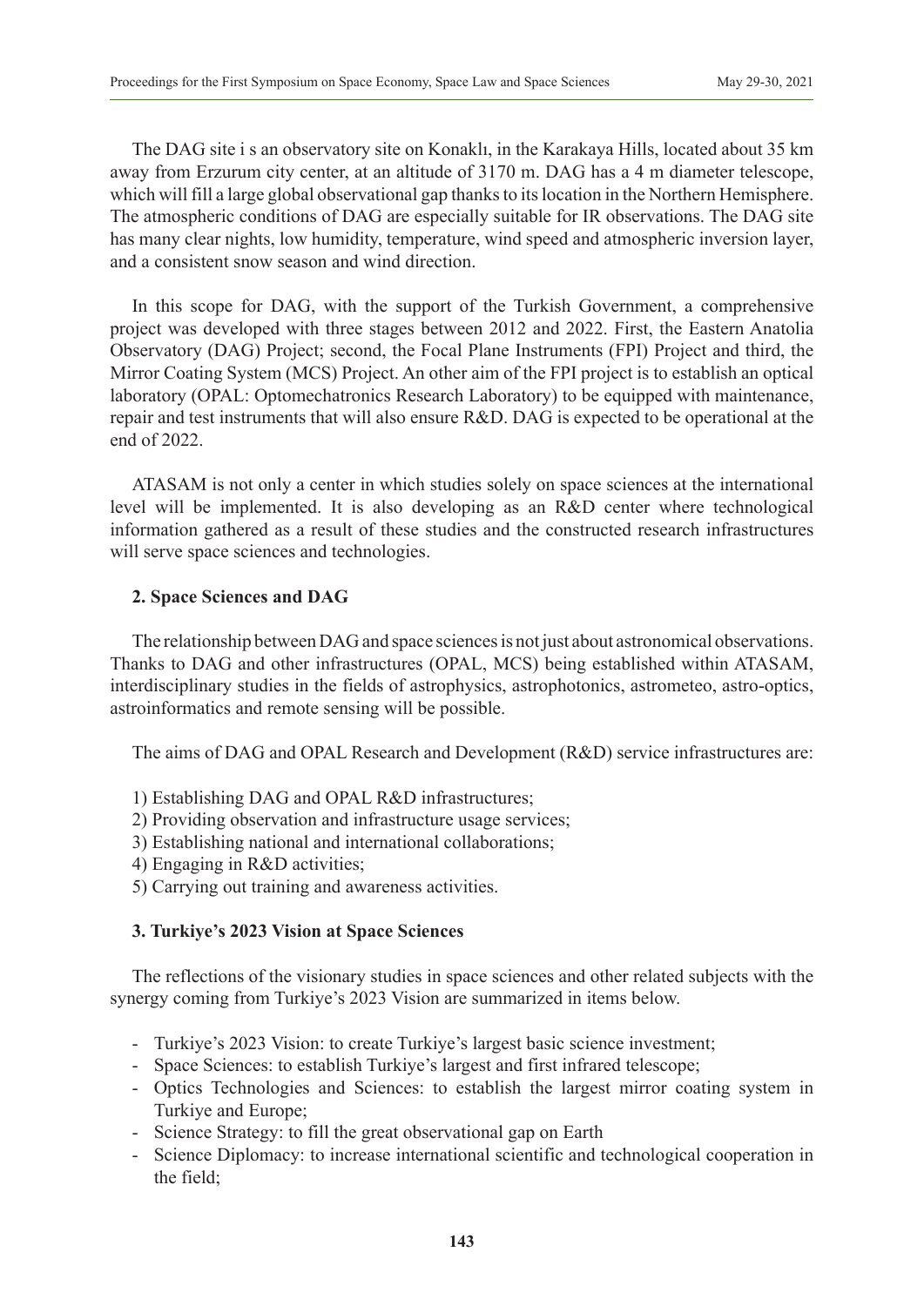The DAG site i s an observatory site on Konaklı, in the Karakaya Hills, located about 35 km away from Erzurum city center, at an altitude of 3170 m. DAG has a 4 m diameter telescope, which will fill a large global observational gap thanks to its location in the Northern Hemisphere. The atmospheric conditions of DAG are especially suitable for IR observations. The DAG site has many clear nights, low humidity, temperature, wind speed and atmospheric inversion layer, and a consistent snow season and wind direction.

In this scope for DAG, with the support of the Turkish Government, a comprehensive project was developed with three stages between 2012 and 2022. First, the Eastern Anatolia Observatory (DAG) Project; second, the Focal Plane Instruments (FPI) Project and third, the Mirror Coating System (MCS) Project. An other aim of the FPI project is to establish an optical laboratory (OPAL: Optomechatronics Research Laboratory) to be equipped with maintenance, repair and test instruments that will also ensure R&D. DAG is expected to be operational at the end of 2022.

ATASAM is not only a center in which studies solely on space sciences at the international level will be implemented. It is also developing as an R&D center where technological information gathered as a result of these studies and the constructed research infrastructures will serve space sciences and technologies.

## 2. Space Sciences and DAG

The relationship between DAG and space sciences is not just about astronomical observations. Thanks to DAG and other infrastructures (OPAL, MCS) being established within ATASAM, interdisciplinary studies in the fields of astrophysics, astrophotonics, astrometeo, astro-optics, astroinformatics and remote sensing will be possible.

The aims of DAG and OPAL Research and Development (R&D) service infrastructures are:

1) Establishing DAG and OPAL R&D infrastructures;
2) Providing observation and infrastructure usage services;
3) Establishing national and international collaborations;
4) Engaging in R&D activities;
5) Carrying out training and awareness activities.

## 3. Turkiye's 2023 Vision at Space Sciences

The reflections of the visionary studies in space sciences and other related subjects with the synergy coming from Turkiye's 2023 Vision are summarized in items below.

- Turkiye's 2023 Vision: to create Turkiye's largest basic science investment;
- Space Sciences: to establish Turkiye's largest and first infrared telescope;
- Optics Technologies and Sciences: to establish the largest mirror coating system in Turkiye and Europe;
- Science Strategy: to fill the great observational gap on Earth
- Science Diplomacy: to increase international scientific and technological cooperation in the field;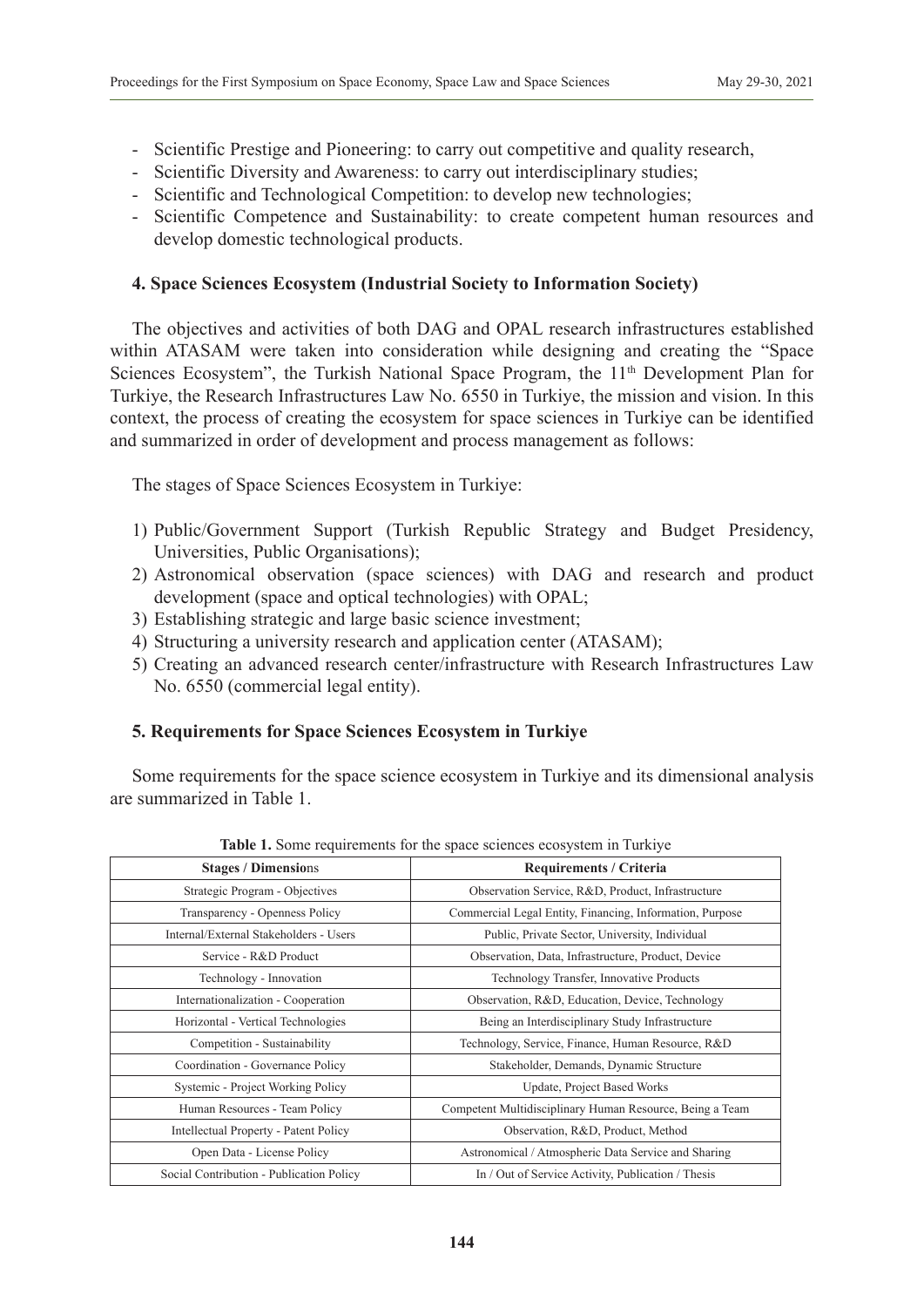- Scientific Prestige and Pioneering: to carry out competitive and quality research,
- Scientific Diversity and Awareness: to carry out interdisciplinary studies;
- Scientific and Technological Competition: to develop new technologies;
- Scientific Competence and Sustainability: to create competent human resources and develop domestic technological products.

#### 4. Space Sciences Ecosystem (Industrial Society to Information Society)

The objectives and activities of both DAG and OPAL research infrastructures established within ATASAM were taken into consideration while designing and creating the "Space Sciences Ecosystem", the Turkish National Space Program, the 11th Development Plan for Turkiye, the Research Infrastructures Law No. 6550 in Turkiye, the mission and vision. In this context, the process of creating the ecosystem for space sciences in Turkiye can be identified and summarized in order of development and process management as follows:

The stages of Space Sciences Ecosystem in Turkiye:

1) Public/Government Support (Turkish Republic Strategy and Budget Presidency, Universities, Public Organisations);
2) Astronomical observation (space sciences) with DAG and research and product development (space and optical technologies) with OPAL;
3) Establishing strategic and large basic science investment;
4) Structuring a university research and application center (ATASAM);
5) Creating an advanced research center/infrastructure with Research Infrastructures Law No. 6550 (commercial legal entity).

#### 5. Requirements for Space Sciences Ecosystem in Turkiye

Some requirements for the space science ecosystem in Turkiye and its dimensional analysis are summarized in Table 1.

**Table 1.** Some requirements for the space sciences ecosystem in Turkiye

| Stages / Dimensions | Requirements / Criteria |
|---|---|
| Strategic Program - Objectives | Observation Service, R&D, Product, Infrastructure |
| Transparency - Openness Policy | Commercial Legal Entity, Financing, Information, Purpose |
| Internal/External Stakeholders - Users | Public, Private Sector, University, Individual |
| Service - R&D Product | Observation, Data, Infrastructure, Product, Device |
| Technology - Innovation | Technology Transfer, Innovative Products |
| Internationalization - Cooperation | Observation, R&D, Education, Device, Technology |
| Horizontal - Vertical Technologies | Being an Interdisciplinary Study Infrastructure |
| Competition - Sustainability | Technology, Service, Finance, Human Resource, R&D |
| Coordination - Governance Policy | Stakeholder, Demands, Dynamic Structure |
| Systemic - Project Working Policy | Update, Project Based Works |
| Human Resources - Team Policy | Competent Multidisciplinary Human Resource, Being a Team |
| Intellectual Property - Patent Policy | Observation, R&D, Product, Method |
| Open Data - License Policy | Astronomical / Atmospheric Data Service and Sharing |
| Social Contribution - Publication Policy | In / Out of Service Activity, Publication / Thesis |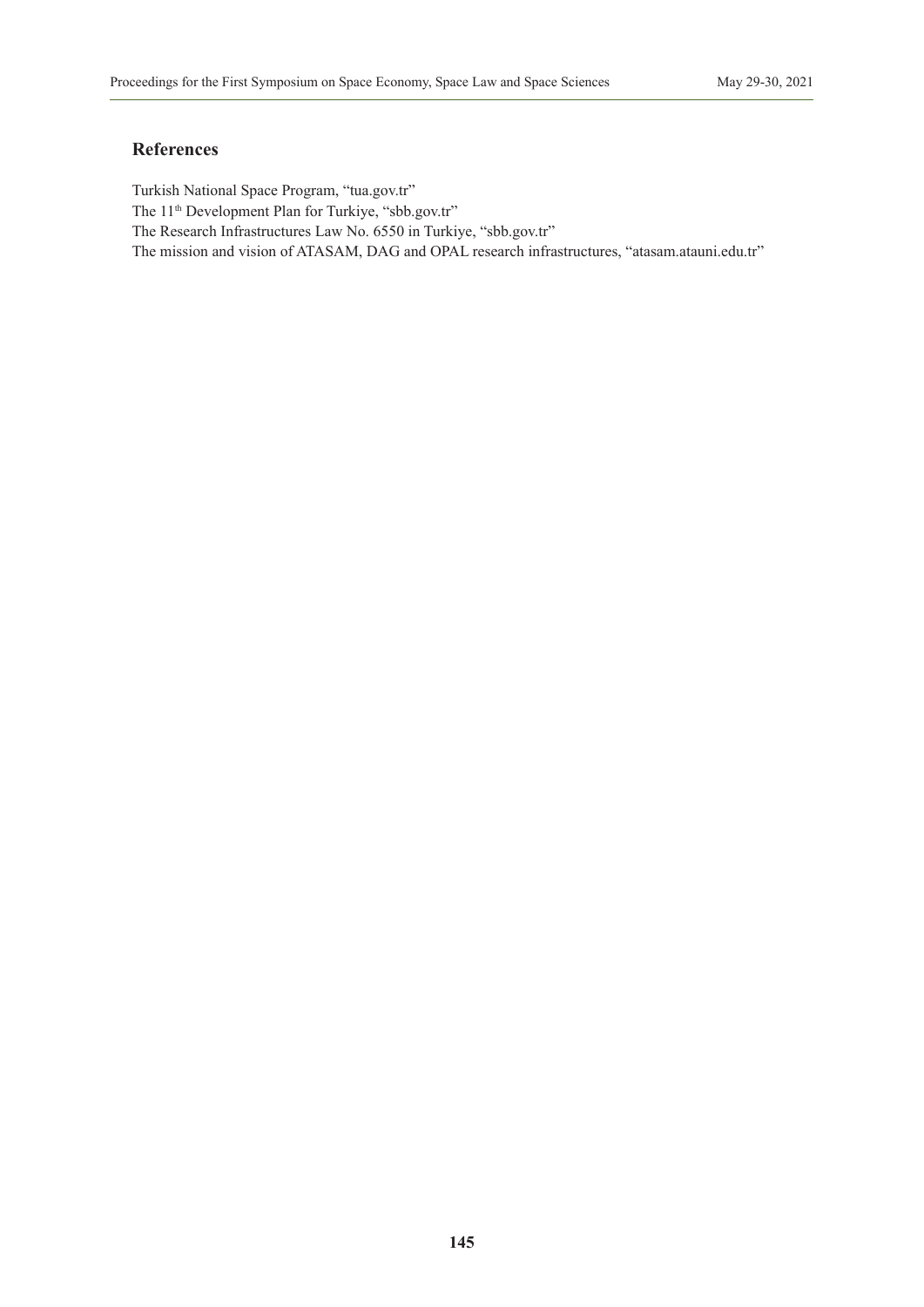## References

Turkish National Space Program, "tua.gov.tr"

The 11[th] Development Plan for Turkiye, "sbb.gov.tr"

The Research Infrastructures Law No. 6550 in Turkiye, "sbb.gov.tr"

The mission and vision of ATASAM, DAG and OPAL research infrastructures, "atasam.atauni.edu.tr"